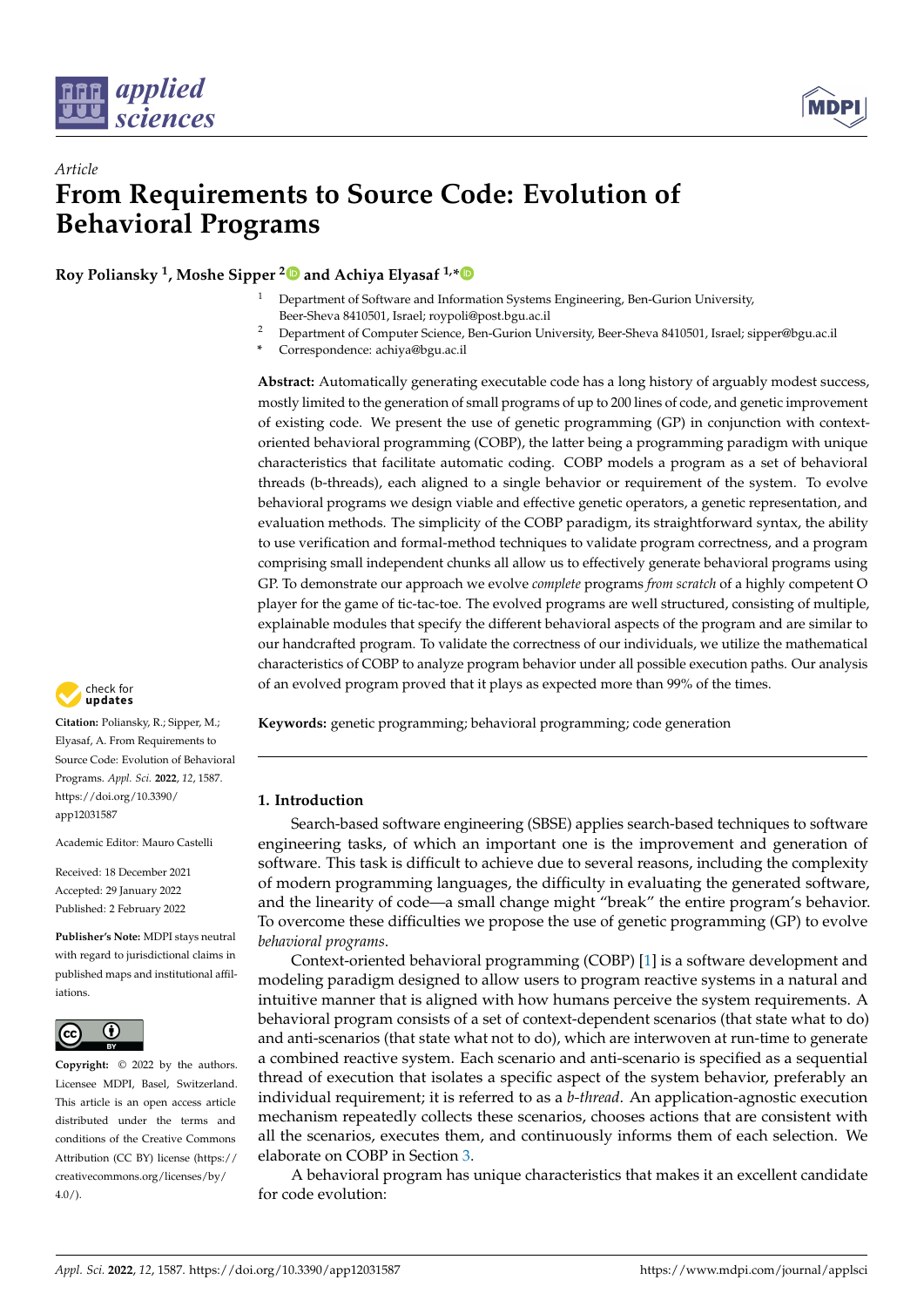*Article*

# From Requirements to Source Code: Evolution of Behavioral Programs

**Roy Poliansky [1], Moshe Sipper [2] and Achiya Elyasaf [1,*]**

[1] Department of Software and Information Systems Engineering, Ben-Gurion University, Beer-Sheva 8410501, Israel; roypoli@post.bgu.ac.il
[2] Department of Computer Science, Ben-Gurion University, Beer-Sheva 8410501, Israel; sipper@bgu.ac.il
* Correspondence: achiya@bgu.ac.il

**Abstract:** Automatically generating executable code has a long history of arguably modest success, mostly limited to the generation of small programs of up to 200 lines of code, and genetic improvement of existing code. We present the use of genetic programming (GP) in conjunction with context-oriented behavioral programming (COBP), the latter being a programming paradigm with unique characteristics that facilitate automatic coding. COBP models a program as a set of behavioral threads (b-threads), each aligned to a single behavior or requirement of the system. To evolve behavioral programs we design viable and effective genetic operators, a genetic representation, and evaluation methods. The simplicity of the COBP paradigm, its straightforward syntax, the ability to use verification and formal-method techniques to validate program correctness, and a program comprising small independent chunks all allow us to effectively generate behavioral programs using GP. To demonstrate our approach we evolve *complete* programs *from scratch* of a highly competent O player for the game of tic-tac-toe. The evolved programs are well structured, consisting of multiple, explainable modules that specify the different behavioral aspects of the program and are similar to our handcrafted program. To validate the correctness of our individuals, we utilize the mathematical characteristics of COBP to analyze program behavior under all possible execution paths. Our analysis of an evolved program proved that it plays as expected more than 99% of the times.

**Keywords:** genetic programming; behavioral programming; code generation

**Citation:** Poliansky, R.; Sipper, M.; Elyasaf, A. From Requirements to Source Code: Evolution of Behavioral Programs. *Appl. Sci.* **2022**, *12*, 1587. https://doi.org/10.3390/app12031587

Academic Editor: Mauro Castelli

Received: 18 December 2021
Accepted: 29 January 2022
Published: 2 February 2022

**Publisher's Note:** MDPI stays neutral with regard to jurisdictional claims in published maps and institutional affiliations.

**Copyright:** © 2022 by the authors. Licensee MDPI, Basel, Switzerland. This article is an open access article distributed under the terms and conditions of the Creative Commons Attribution (CC BY) license (https://creativecommons.org/licenses/by/4.0/).

## 1. Introduction

Search-based software engineering (SBSE) applies search-based techniques to software engineering tasks, of which an important one is the improvement and generation of software. This task is difficult to achieve due to several reasons, including the complexity of modern programming languages, the difficulty in evaluating the generated software, and the linearity of code—a small change might "break" the entire program's behavior. To overcome these difficulties we propose the use of genetic programming (GP) to evolve *behavioral programs*.

Context-oriented behavioral programming (COBP) [1] is a software development and modeling paradigm designed to allow users to program reactive systems in a natural and intuitive manner that is aligned with how humans perceive the system requirements. A behavioral program consists of a set of context-dependent scenarios (that state what to do) and anti-scenarios (that state what not to do), which are interwoven at run-time to generate a combined reactive system. Each scenario and anti-scenario is specified as a sequential thread of execution that isolates a specific aspect of the system behavior, preferably an individual requirement; it is referred to as a *b-thread*. An application-agnostic execution mechanism repeatedly collects these scenarios, chooses actions that are consistent with all the scenarios, executes them, and continuously informs them of each selection. We elaborate on COBP in Section 3.

A behavioral program has unique characteristics that makes it an excellent candidate for code evolution: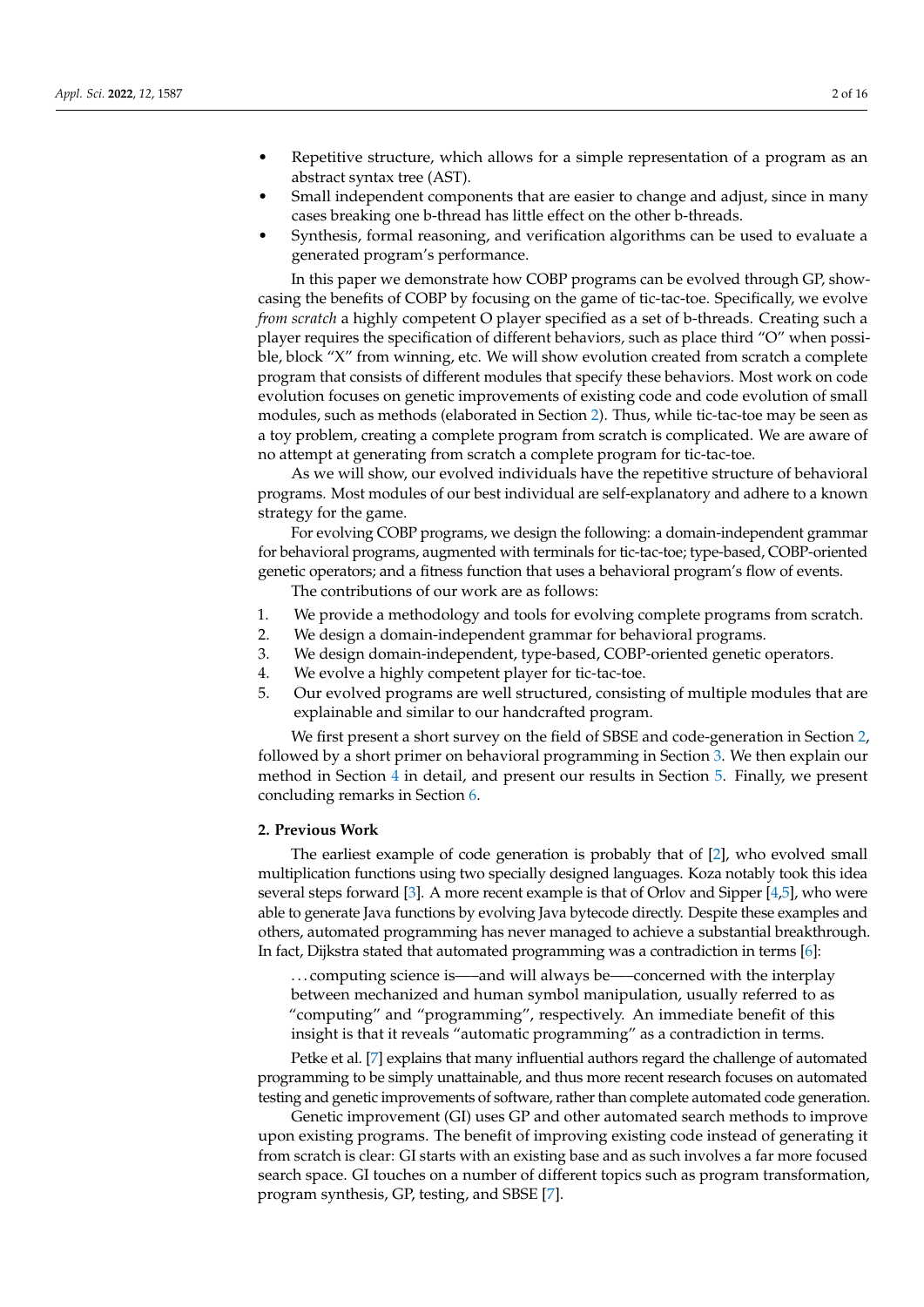- Repetitive structure, which allows for a simple representation of a program as an abstract syntax tree (AST).
- Small independent components that are easier to change and adjust, since in many cases breaking one b-thread has little effect on the other b-threads.
- Synthesis, formal reasoning, and verification algorithms can be used to evaluate a generated program's performance.

In this paper we demonstrate how COBP programs can be evolved through GP, showcasing the benefits of COBP by focusing on the game of tic-tac-toe. Specifically, we evolve *from scratch* a highly competent O player specified as a set of b-threads. Creating such a player requires the specification of different behaviors, such as place third "O" when possible, block "X" from winning, etc. We will show evolution created from scratch a complete program that consists of different modules that specify these behaviors. Most work on code evolution focuses on genetic improvements of existing code and code evolution of small modules, such as methods (elaborated in Section 2). Thus, while tic-tac-toe may be seen as a toy problem, creating a complete program from scratch is complicated. We are aware of no attempt at generating from scratch a complete program for tic-tac-toe.

As we will show, our evolved individuals have the repetitive structure of behavioral programs. Most modules of our best individual are self-explanatory and adhere to a known strategy for the game.

For evolving COBP programs, we design the following: a domain-independent grammar for behavioral programs, augmented with terminals for tic-tac-toe; type-based, COBP-oriented genetic operators; and a fitness function that uses a behavioral program's flow of events.

The contributions of our work are as follows:

1. We provide a methodology and tools for evolving complete programs from scratch.
2. We design a domain-independent grammar for behavioral programs.
3. We design domain-independent, type-based, COBP-oriented genetic operators.
4. We evolve a highly competent player for tic-tac-toe.
5. Our evolved programs are well structured, consisting of multiple modules that are explainable and similar to our handcrafted program.

We first present a short survey on the field of SBSE and code-generation in Section 2, followed by a short primer on behavioral programming in Section 3. We then explain our method in Section 4 in detail, and present our results in Section 5. Finally, we present concluding remarks in Section 6.

## 2. Previous Work

The earliest example of code generation is probably that of [2], who evolved small multiplication functions using two specially designed languages. Koza notably took this idea several steps forward [3]. A more recent example is that of Orlov and Sipper [4,5], who were able to generate Java functions by evolving Java bytecode directly. Despite these examples and others, automated programming has never managed to achieve a substantial breakthrough. In fact, Dijkstra stated that automated programming was a contradiction in terms [6]:

> …computing science is—–and will always be—–concerned with the interplay between mechanized and human symbol manipulation, usually referred to as "computing" and "programming", respectively. An immediate benefit of this insight is that it reveals "automatic programming" as a contradiction in terms.

Petke et al. [7] explains that many influential authors regard the challenge of automated programming to be simply unattainable, and thus more recent research focuses on automated testing and genetic improvements of software, rather than complete automated code generation.

Genetic improvement (GI) uses GP and other automated search methods to improve upon existing programs. The benefit of improving existing code instead of generating it from scratch is clear: GI starts with an existing base and as such involves a far more focused search space. GI touches on a number of different topics such as program transformation, program synthesis, GP, testing, and SBSE [7].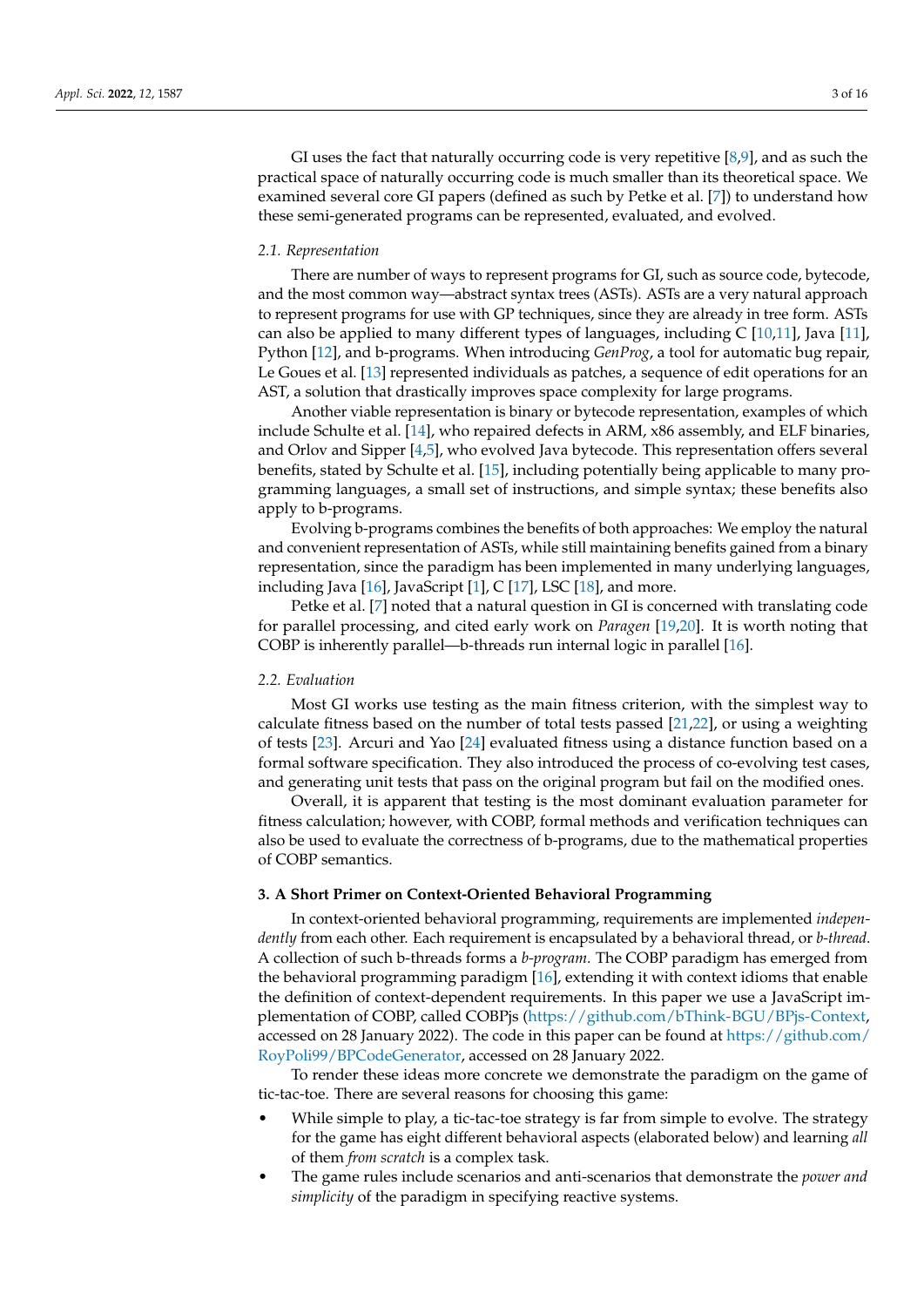GI uses the fact that naturally occurring code is very repetitive [8,9], and as such the practical space of naturally occurring code is much smaller than its theoretical space. We examined several core GI papers (defined as such by Petke et al. [7]) to understand how these semi-generated programs can be represented, evaluated, and evolved.

### 2.1. Representation

There are number of ways to represent programs for GI, such as source code, bytecode, and the most common way—abstract syntax trees (ASTs). ASTs are a very natural approach to represent programs for use with GP techniques, since they are already in tree form. ASTs can also be applied to many different types of languages, including C [10,11], Java [11], Python [12], and b-programs. When introducing *GenProg*, a tool for automatic bug repair, Le Goues et al. [13] represented individuals as patches, a sequence of edit operations for an AST, a solution that drastically improves space complexity for large programs.

Another viable representation is binary or bytecode representation, examples of which include Schulte et al. [14], who repaired defects in ARM, x86 assembly, and ELF binaries, and Orlov and Sipper [4,5], who evolved Java bytecode. This representation offers several benefits, stated by Schulte et al. [15], including potentially being applicable to many programming languages, a small set of instructions, and simple syntax; these benefits also apply to b-programs.

Evolving b-programs combines the benefits of both approaches: We employ the natural and convenient representation of ASTs, while still maintaining benefits gained from a binary representation, since the paradigm has been implemented in many underlying languages, including Java [16], JavaScript [1], C [17], LSC [18], and more.

Petke et al. [7] noted that a natural question in GI is concerned with translating code for parallel processing, and cited early work on *Paragen* [19,20]. It is worth noting that COBP is inherently parallel—b-threads run internal logic in parallel [16].

### 2.2. Evaluation

Most GI works use testing as the main fitness criterion, with the simplest way to calculate fitness based on the number of total tests passed [21,22], or using a weighting of tests [23]. Arcuri and Yao [24] evaluated fitness using a distance function based on a formal software specification. They also introduced the process of co-evolving test cases, and generating unit tests that pass on the original program but fail on the modified ones.

Overall, it is apparent that testing is the most dominant evaluation parameter for fitness calculation; however, with COBP, formal methods and verification techniques can also be used to evaluate the correctness of b-programs, due to the mathematical properties of COBP semantics.

## 3. A Short Primer on Context-Oriented Behavioral Programming

In context-oriented behavioral programming, requirements are implemented *independently* from each other. Each requirement is encapsulated by a behavioral thread, or *b-thread*. A collection of such b-threads forms a *b-program*. The COBP paradigm has emerged from the behavioral programming paradigm [16], extending it with context idioms that enable the definition of context-dependent requirements. In this paper we use a JavaScript implementation of COBP, called COBPjs (https://github.com/bThink-BGU/BPjs-Context, accessed on 28 January 2022). The code in this paper can be found at https://github.com/RoyPoli99/BPCodeGenerator, accessed on 28 January 2022.

To render these ideas more concrete we demonstrate the paradigm on the game of tic-tac-toe. There are several reasons for choosing this game:

- While simple to play, a tic-tac-toe strategy is far from simple to evolve. The strategy for the game has eight different behavioral aspects (elaborated below) and learning *all* of them *from scratch* is a complex task.
- The game rules include scenarios and anti-scenarios that demonstrate the *power and simplicity* of the paradigm in specifying reactive systems.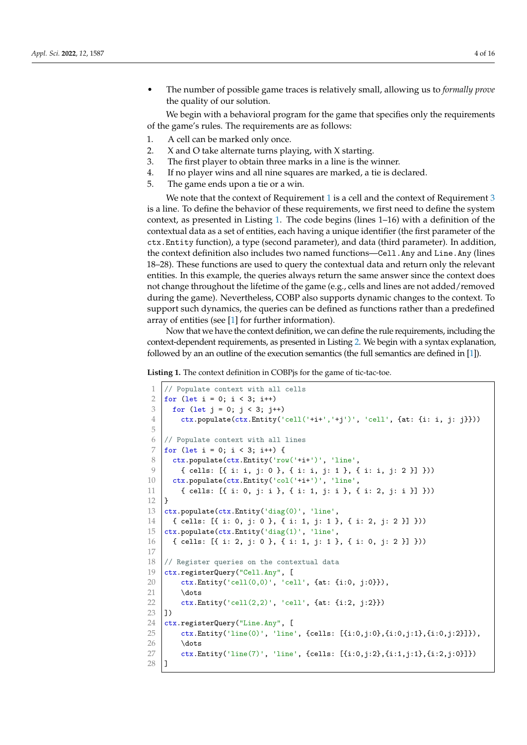- The number of possible game traces is relatively small, allowing us to *formally prove* the quality of our solution.

We begin with a behavioral program for the game that specifies only the requirements of the game's rules. The requirements are as follows:

1. A cell can be marked only once.
2. X and O take alternate turns playing, with X starting.
3. The first player to obtain three marks in a line is the winner.
4. If no player wins and all nine squares are marked, a tie is declared.
5. The game ends upon a tie or a win.

We note that the context of Requirement 1 is a cell and the context of Requirement 3 is a line. To define the behavior of these requirements, we first need to define the system context, as presented in Listing 1. The code begins (lines 1–16) with a definition of the contextual data as a set of entities, each having a unique identifier (the first parameter of the `ctx.Entity` function), a type (second parameter), and data (third parameter). In addition, the context definition also includes two named functions—`Cell.Any` and `Line.Any` (lines 18–28). These functions are used to query the contextual data and return only the relevant entities. In this example, the queries always return the same answer since the context does not change throughout the lifetime of the game (e.g., cells and lines are not added/removed during the game). Nevertheless, COBP also supports dynamic changes to the context. To support such dynamics, the queries can be defined as functions rather than a predefined array of entities (see [1] for further information).

Now that we have the context definition, we can define the rule requirements, including the context-dependent requirements, as presented in Listing 2. We begin with a syntax explanation, followed by an an outline of the execution semantics (the full semantics are defined in [1]).

**Listing 1.** The context definition in COBPjs for the game of tic-tac-toe.

```
1  // Populate context with all cells
2  for (let i = 0; i < 3; i++)
3    for (let j = 0; j < 3; j++)
4      ctx.populate(ctx.Entity('cell('+i+','+j')', 'cell', {at: {i: i, j: j}}))
5
6  // Populate context with all lines
7  for (let i = 0; i < 3; i++) {
8    ctx.populate(ctx.Entity('row('+i+')', 'line',
9      { cells: [{ i: i, j: 0 }, { i: i, j: 1 }, { i: i, j: 2 }] }))
10   ctx.populate(ctx.Entity('col('+i+')', 'line',
11     { cells: [{ i: 0, j: i }, { i: 1, j: i }, { i: 2, j: i }] }))
12 }
13 ctx.populate(ctx.Entity('diag(0)', 'line',
14   { cells: [{ i: 0, j: 0 }, { i: 1, j: 1 }, { i: 2, j: 2 }] }))
15 ctx.populate(ctx.Entity('diag(1)', 'line',
16   { cells: [{ i: 2, j: 0 }, { i: 1, j: 1 }, { i: 0, j: 2 }] }))
17
18 // Register queries on the contextual data
19 ctx.registerQuery("Cell.Any", [
20     ctx.Entity('cell(0,0)', 'cell', {at: {i:0, j:0}}),
21     \dots
22     ctx.Entity('cell(2,2)', 'cell', {at: {i:2, j:2}})
23 ])
24 ctx.registerQuery("Line.Any", [
25     ctx.Entity('line(0)', 'line', {cells: [{i:0,j:0},{i:0,j:1},{i:0,j:2}]}),
26     \dots
27     ctx.Entity('line(7)', 'line', {cells: [{i:0,j:2},{i:1,j:1},{i:2,j:0}]})
28 ]
```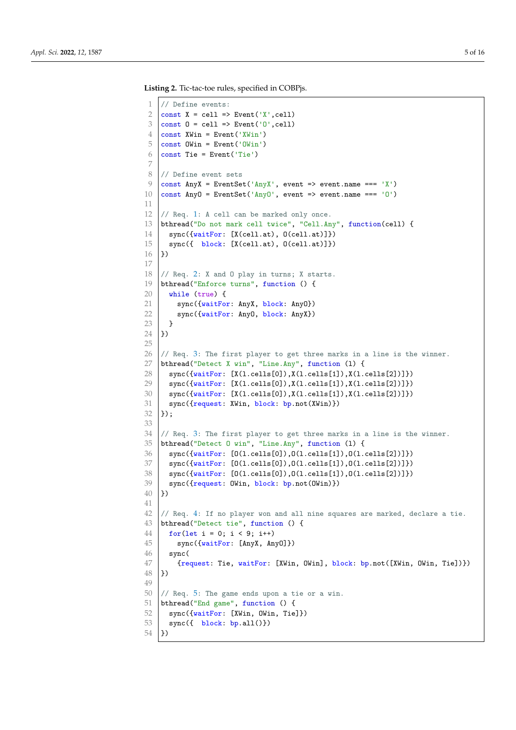**Listing 2.** Tic-tac-toe rules, specified in COBPjs.

```
// Define events:
const X = cell => Event('X',cell)
const O = cell => Event('O',cell)
const XWin = Event('XWin')
const OWin = Event('OWin')
const Tie = Event('Tie')

// Define event sets
const AnyX = EventSet('AnyX', event => event.name === 'X')
const AnyO = EventSet('AnyO', event => event.name === 'O')

// Req. 1: A cell can be marked only once.
bthread("Do not mark cell twice", "Cell.Any", function(cell) {
  sync({waitFor: [X(cell.at), O(cell.at)]})
  sync({  block: [X(cell.at), O(cell.at)]})
})

// Req. 2: X and O play in turns; X starts.
bthread("Enforce turns", function () {
  while (true) {
    sync({waitFor: AnyX, block: AnyO})
    sync({waitFor: AnyO, block: AnyX})
  }
})

// Req. 3: The first player to get three marks in a line is the winner.
bthread("Detect X win", "Line.Any", function (l) {
  sync({waitFor: [X(l.cells[0]),X(l.cells[1]),X(l.cells[2])]})
  sync({waitFor: [X(l.cells[0]),X(l.cells[1]),X(l.cells[2])]})
  sync({waitFor: [X(l.cells[0]),X(l.cells[1]),X(l.cells[2])]})
  sync({request: XWin, block: bp.not(XWin)})
});

// Req. 3: The first player to get three marks in a line is the winner.
bthread("Detect O win", "Line.Any", function (l) {
  sync({waitFor: [O(l.cells[0]),O(l.cells[1]),O(l.cells[2])]})
  sync({waitFor: [O(l.cells[0]),O(l.cells[1]),O(l.cells[2])]})
  sync({waitFor: [O(l.cells[0]),O(l.cells[1]),O(l.cells[2])]})
  sync({request: OWin, block: bp.not(OWin)})
})

// Req. 4: If no player won and all nine squares are marked, declare a tie.
bthread("Detect tie", function () {
  for(let i = 0; i < 9; i++)
    sync({waitFor: [AnyX, AnyO]})
  sync(
    {request: Tie, waitFor: [XWin, OWin], block: bp.not([XWin, OWin, Tie])})
})

// Req. 5: The game ends upon a tie or a win.
bthread("End game", function () {
  sync({waitFor: [XWin, OWin, Tie]})
  sync({  block: bp.all()})
})
```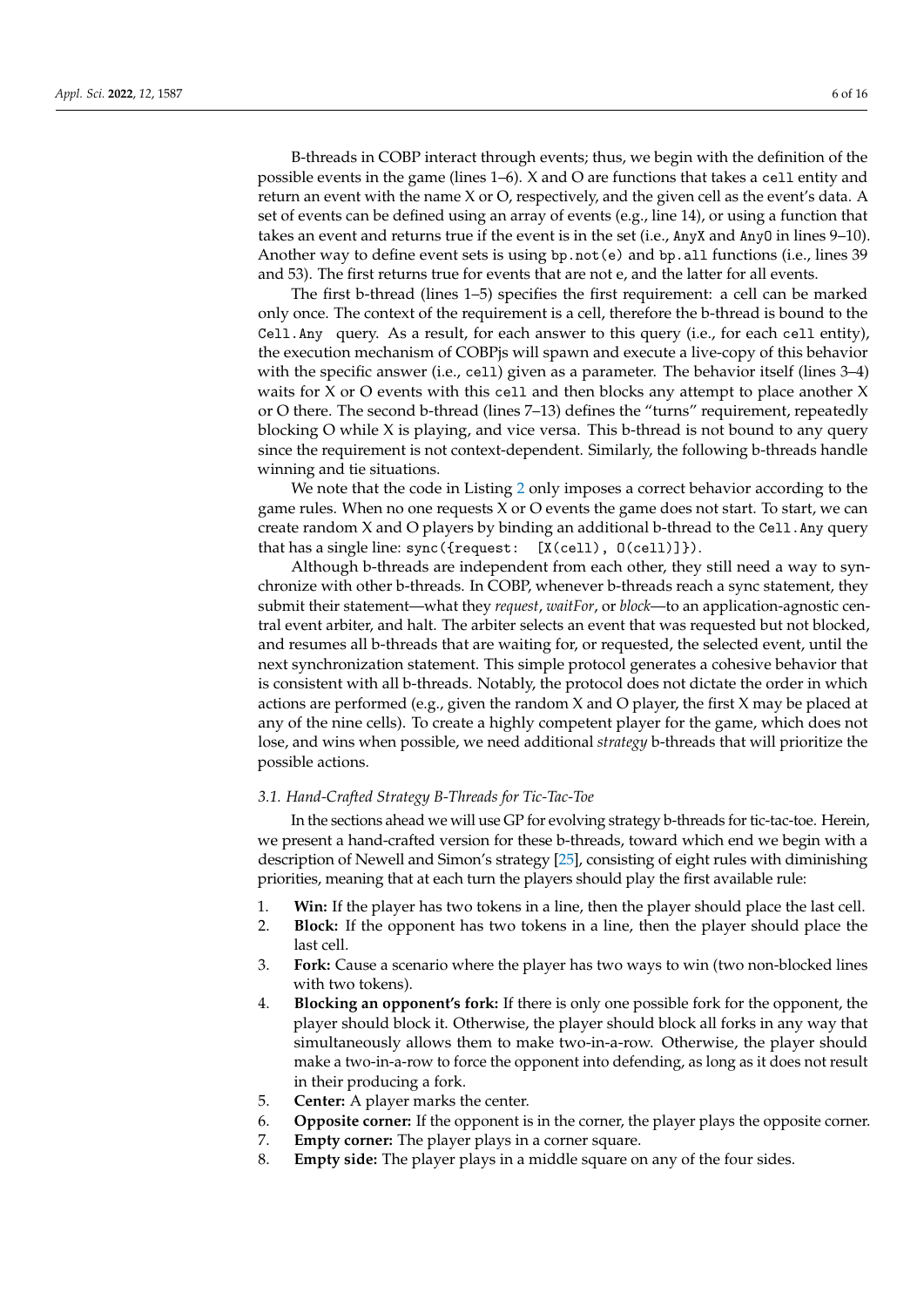B-threads in COBP interact through events; thus, we begin with the definition of the possible events in the game (lines 1–6). X and O are functions that takes a `cell` entity and return an event with the name X or O, respectively, and the given cell as the event's data. A set of events can be defined using an array of events (e.g., line 14), or using a function that takes an event and returns true if the event is in the set (i.e., `AnyX` and `AnyO` in lines 9–10). Another way to define event sets is using `bp.not(e)` and `bp.all` functions (i.e., lines 39 and 53). The first returns true for events that are not e, and the latter for all events.

The first b-thread (lines 1–5) specifies the first requirement: a cell can be marked only once. The context of the requirement is a cell, therefore the b-thread is bound to the `Cell.Any` query. As a result, for each answer to this query (i.e., for each `cell` entity), the execution mechanism of COBPjs will spawn and execute a live-copy of this behavior with the specific answer (i.e., `cell`) given as a parameter. The behavior itself (lines 3–4) waits for X or O events with this `cell` and then blocks any attempt to place another X or O there. The second b-thread (lines 7–13) defines the "turns" requirement, repeatedly blocking O while X is playing, and vice versa. This b-thread is not bound to any query since the requirement is not context-dependent. Similarly, the following b-threads handle winning and tie situations.

We note that the code in Listing 2 only imposes a correct behavior according to the game rules. When no one requests X or O events the game does not start. To start, we can create random X and O players by binding an additional b-thread to the `Cell.Any` query that has a single line: `sync({request: [X(cell), O(cell)]})`.

Although b-threads are independent from each other, they still need a way to synchronize with other b-threads. In COBP, whenever b-threads reach a sync statement, they submit their statement—what they *request*, *waitFor*, or *block*—to an application-agnostic central event arbiter, and halt. The arbiter selects an event that was requested but not blocked, and resumes all b-threads that are waiting for, or requested, the selected event, until the next synchronization statement. This simple protocol generates a cohesive behavior that is consistent with all b-threads. Notably, the protocol does not dictate the order in which actions are performed (e.g., given the random X and O player, the first X may be placed at any of the nine cells). To create a highly competent player for the game, which does not lose, and wins when possible, we need additional *strategy* b-threads that will prioritize the possible actions.

### *3.1. Hand-Crafted Strategy B-Threads for Tic-Tac-Toe*

In the sections ahead we will use GP for evolving strategy b-threads for tic-tac-toe. Herein, we present a hand-crafted version for these b-threads, toward which end we begin with a description of Newell and Simon's strategy [25], consisting of eight rules with diminishing priorities, meaning that at each turn the players should play the first available rule:

1. **Win:** If the player has two tokens in a line, then the player should place the last cell.
2. **Block:** If the opponent has two tokens in a line, then the player should place the last cell.
3. **Fork:** Cause a scenario where the player has two ways to win (two non-blocked lines with two tokens).
4. **Blocking an opponent's fork:** If there is only one possible fork for the opponent, the player should block it. Otherwise, the player should block all forks in any way that simultaneously allows them to make two-in-a-row. Otherwise, the player should make a two-in-a-row to force the opponent into defending, as long as it does not result in their producing a fork.
5. **Center:** A player marks the center.
6. **Opposite corner:** If the opponent is in the corner, the player plays the opposite corner.
7. **Empty corner:** The player plays in a corner square.
8. **Empty side:** The player plays in a middle square on any of the four sides.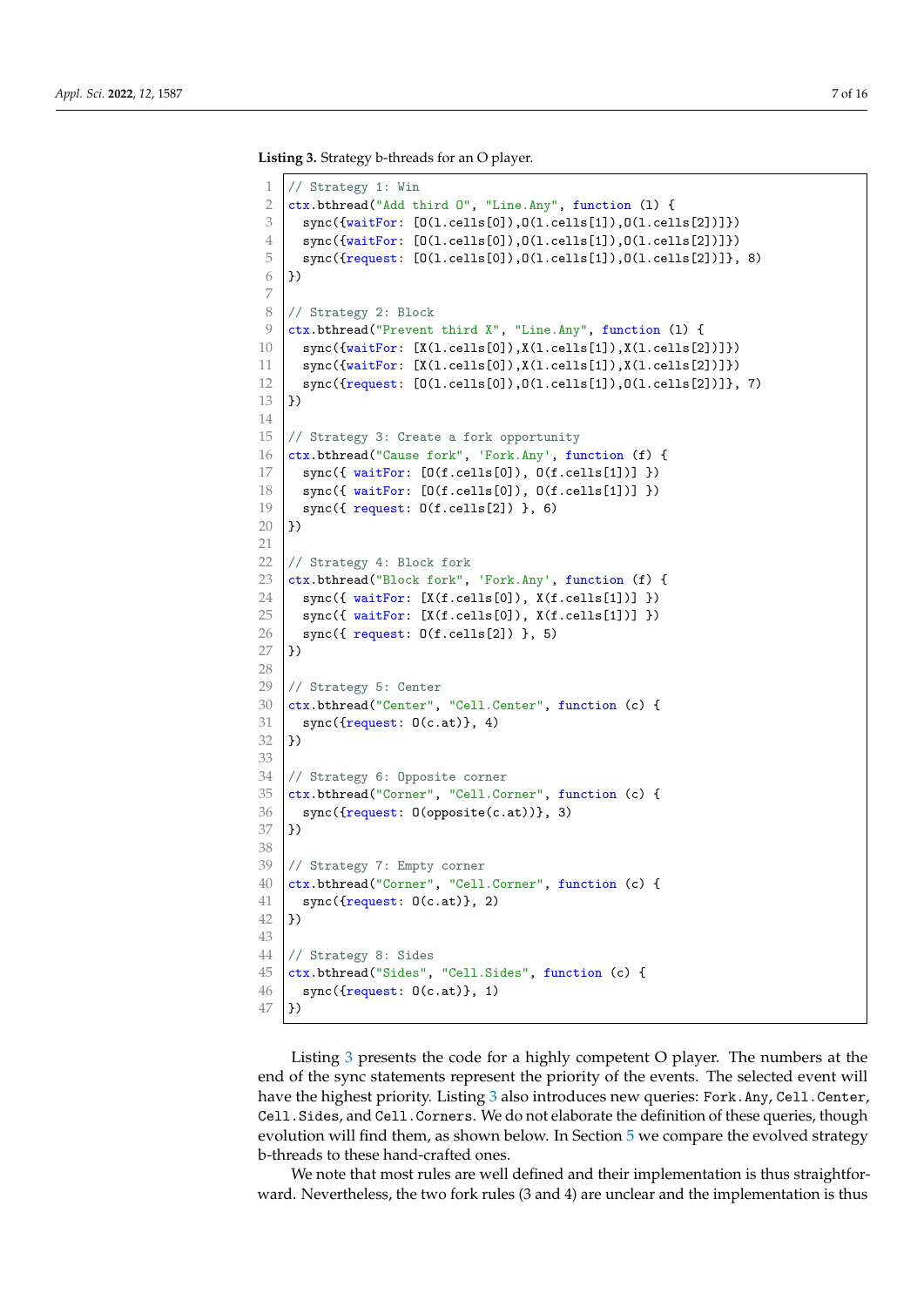**Listing 3.** Strategy b-threads for an O player.

```
// Strategy 1: Win
ctx.bthread("Add third O", "Line.Any", function (l) {
  sync({waitFor: [O(l.cells[0]),O(l.cells[1]),O(l.cells[2])]})
  sync({waitFor: [O(l.cells[0]),O(l.cells[1]),O(l.cells[2])]})
  sync({request: [O(l.cells[0]),O(l.cells[1]),O(l.cells[2])]}, 8)
})

// Strategy 2: Block
ctx.bthread("Prevent third X", "Line.Any", function (l) {
  sync({waitFor: [X(l.cells[0]),X(l.cells[1]),X(l.cells[2])]})
  sync({waitFor: [X(l.cells[0]),X(l.cells[1]),X(l.cells[2])]})
  sync({request: [O(l.cells[0]),O(l.cells[1]),O(l.cells[2])]}, 7)
})

// Strategy 3: Create a fork opportunity
ctx.bthread("Cause fork", 'Fork.Any', function (f) {
  sync({ waitFor: [O(f.cells[0]), O(f.cells[1])] })
  sync({ waitFor: [O(f.cells[0]), O(f.cells[1])] })
  sync({ request: O(f.cells[2]) }, 6)
})

// Strategy 4: Block fork
ctx.bthread("Block fork", 'Fork.Any', function (f) {
  sync({ waitFor: [X(f.cells[0]), X(f.cells[1])] })
  sync({ waitFor: [X(f.cells[0]), X(f.cells[1])] })
  sync({ request: O(f.cells[2]) }, 5)
})

// Strategy 5: Center
ctx.bthread("Center", "Cell.Center", function (c) {
  sync({request: O(c.at)}, 4)
})

// Strategy 6: Opposite corner
ctx.bthread("Corner", "Cell.Corner", function (c) {
  sync({request: O(opposite(c.at))}, 3)
})

// Strategy 7: Empty corner
ctx.bthread("Corner", "Cell.Corner", function (c) {
  sync({request: O(c.at)}, 2)
})

// Strategy 8: Sides
ctx.bthread("Sides", "Cell.Sides", function (c) {
  sync({request: O(c.at)}, 1)
})
```

Listing 3 presents the code for a highly competent O player. The numbers at the end of the sync statements represent the priority of the events. The selected event will have the highest priority. Listing 3 also introduces new queries: `Fork.Any`, `Cell.Center`, `Cell.Sides`, and `Cell.Corners`. We do not elaborate the definition of these queries, though evolution will find them, as shown below. In Section 5 we compare the evolved strategy b-threads to these hand-crafted ones.

We note that most rules are well defined and their implementation is thus straightforward. Nevertheless, the two fork rules (3 and 4) are unclear and the implementation is thus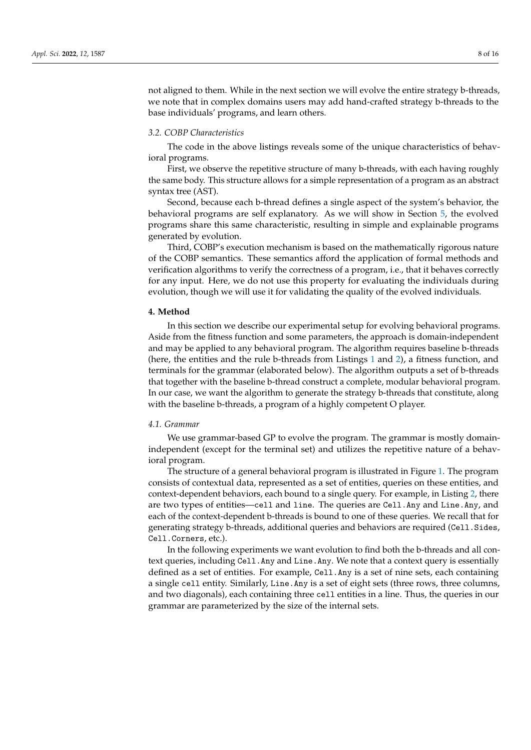not aligned to them. While in the next section we will evolve the entire strategy b-threads, we note that in complex domains users may add hand-crafted strategy b-threads to the base individuals' programs, and learn others.

### *3.2. COBP Characteristics*

The code in the above listings reveals some of the unique characteristics of behavioral programs.

First, we observe the repetitive structure of many b-threads, with each having roughly the same body. This structure allows for a simple representation of a program as an abstract syntax tree (AST).

Second, because each b-thread defines a single aspect of the system's behavior, the behavioral programs are self explanatory. As we will show in Section 5, the evolved programs share this same characteristic, resulting in simple and explainable programs generated by evolution.

Third, COBP's execution mechanism is based on the mathematically rigorous nature of the COBP semantics. These semantics afford the application of formal methods and verification algorithms to verify the correctness of a program, i.e., that it behaves correctly for any input. Here, we do not use this property for evaluating the individuals during evolution, though we will use it for validating the quality of the evolved individuals.

## **4. Method**

In this section we describe our experimental setup for evolving behavioral programs. Aside from the fitness function and some parameters, the approach is domain-independent and may be applied to any behavioral program. The algorithm requires baseline b-threads (here, the entities and the rule b-threads from Listings 1 and 2), a fitness function, and terminals for the grammar (elaborated below). The algorithm outputs a set of b-threads that together with the baseline b-thread construct a complete, modular behavioral program. In our case, we want the algorithm to generate the strategy b-threads that constitute, along with the baseline b-threads, a program of a highly competent O player.

### *4.1. Grammar*

We use grammar-based GP to evolve the program. The grammar is mostly domain-independent (except for the terminal set) and utilizes the repetitive nature of a behavioral program.

The structure of a general behavioral program is illustrated in Figure 1. The program consists of contextual data, represented as a set of entities, queries on these entities, and context-dependent behaviors, each bound to a single query. For example, in Listing 2, there are two types of entities—`cell` and `line`. The queries are `Cell.Any` and `Line.Any`, and each of the context-dependent b-threads is bound to one of these queries. We recall that for generating strategy b-threads, additional queries and behaviors are required (`Cell.Sides`, `Cell.Corners`, etc.).

In the following experiments we want evolution to find both the b-threads and all context queries, including `Cell.Any` and `Line.Any`. We note that a context query is essentially defined as a set of entities. For example, `Cell.Any` is a set of nine sets, each containing a single `cell` entity. Similarly, `Line.Any` is a set of eight sets (three rows, three columns, and two diagonals), each containing three `cell` entities in a line. Thus, the queries in our grammar are parameterized by the size of the internal sets.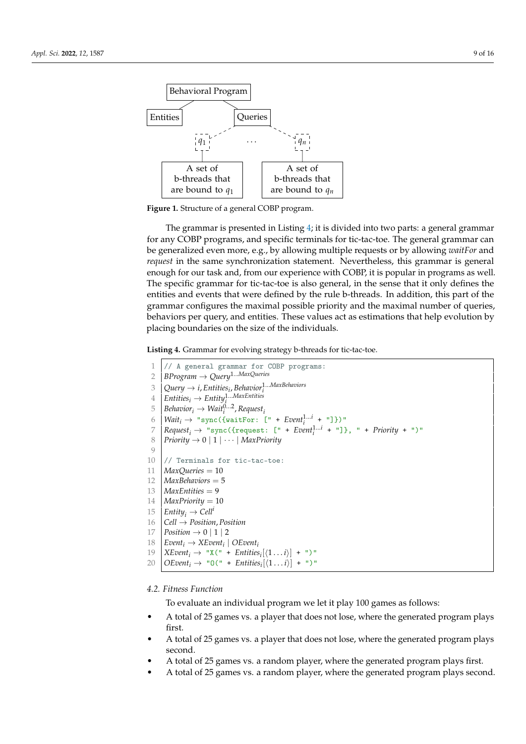Behavioral Program

Entities

Queries

$q_1$ … $q_n$

A set of b-threads that are bound to $q_1$

A set of b-threads that are bound to $q_n$

**Figure 1.** Structure of a general COBP program.

The grammar is presented in Listing 4; it is divided into two parts: a general grammar for any COBP programs, and specific terminals for tic-tac-toe. The general grammar can be generalized even more, e.g., by allowing multiple requests or by allowing *waitFor* and *request* in the same synchronization statement. Nevertheless, this grammar is general enough for our task and, from our experience with COBP, it is popular in programs as well. The specific grammar for tic-tac-toe is also general, in the sense that it only defines the entities and events that were defined by the rule b-threads. In addition, this part of the grammar configures the maximal possible priority and the maximal number of queries, behaviors per query, and entities. These values act as estimations that help evolution by placing boundaries on the size of the individuals.

**Listing 4.** Grammar for evolving strategy b-threads for tic-tac-toe.

1. // A general grammar for COBP programs:
2. $BProgram \rightarrow Query^{1 \dots MaxQueries}$
3. $Query \rightarrow i, Entities_i, Behavior_i^{1 \dots MaxBehaviors}$
4. $Entities_i \rightarrow Entity_i^{1 \dots MaxEntities}$
5. $Behavior_i \rightarrow Wait_i^{0 \dots 2}, Request_i$
6. $Wait_i \rightarrow$ "sync({waitFor: [" + $Event_i^{1 \dots i}$ + "]})"
7. $Request_i \rightarrow$ "sync({request: [" + $Event_i^{1 \dots i}$ + "]}, " + $Priority$ + ")"
8. $Priority \rightarrow 0 \mid 1 \mid \cdots \mid MaxPriority$
9. 
10. // Terminals for tic-tac-toe:
11. $MaxQueries = 10$
12. $MaxBehaviors = 5$
13. $MaxEntities = 9$
14. $MaxPriority = 10$
15. $Entity_i \rightarrow Cell^i$
16. $Cell \rightarrow Position, Position$
17. $Position \rightarrow 0 \mid 1 \mid 2$
18. $Event_i \rightarrow XEvent_i \mid OEvent_i$
19. $XEvent_i \rightarrow$ "X(" + $Entities_i[\langle 1 \dots i \rangle]$ + ")"
20. $OEvent_i \rightarrow$ "O(" + $Entities_i[\langle 1 \dots i \rangle]$ + ")"

### 4.2. Fitness Function

To evaluate an individual program we let it play 100 games as follows:

- A total of 25 games vs. a player that does not lose, where the generated program plays first.
- A total of 25 games vs. a player that does not lose, where the generated program plays second.
- A total of 25 games vs. a random player, where the generated program plays first.
- A total of 25 games vs. a random player, where the generated program plays second.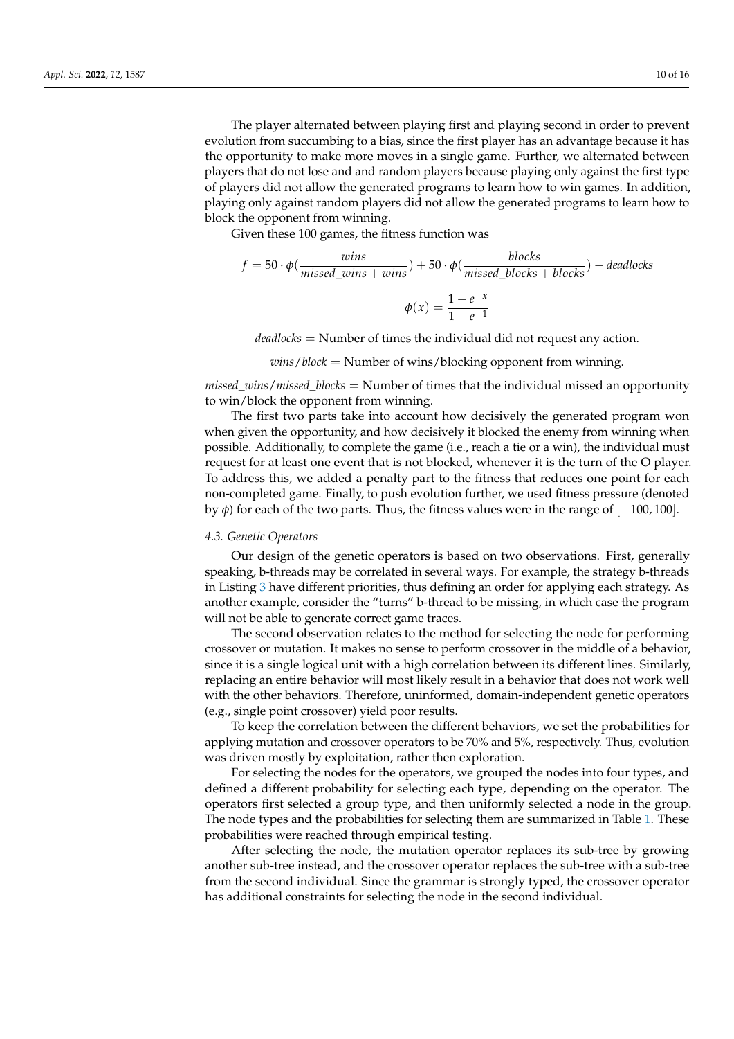The player alternated between playing first and playing second in order to prevent evolution from succumbing to a bias, since the first player has an advantage because it has the opportunity to make more moves in a single game. Further, we alternated between players that do not lose and and random players because playing only against the first type of players did not allow the generated programs to learn how to win games. In addition, playing only against random players did not allow the generated programs to learn how to block the opponent from winning.

Given these 100 games, the fitness function was

$$f = 50 \cdot \phi\left(\frac{wins}{missed\_wins + wins}\right) + 50 \cdot \phi\left(\frac{blocks}{missed\_blocks + blocks}\right) - deadlocks$$

$$\phi(x) = \frac{1 - e^{-x}}{1 - e^{-1}}$$

$deadlocks$ = Number of times the individual did not request any action.

$wins/block$ = Number of wins/blocking opponent from winning.

$missed\_wins/missed\_blocks$ = Number of times that the individual missed an opportunity to win/block the opponent from winning.

The first two parts take into account how decisively the generated program won when given the opportunity, and how decisively it blocked the enemy from winning when possible. Additionally, to complete the game (i.e., reach a tie or a win), the individual must request for at least one event that is not blocked, whenever it is the turn of the O player. To address this, we added a penalty part to the fitness that reduces one point for each non-completed game. Finally, to push evolution further, we used fitness pressure (denoted by $\phi$) for each of the two parts. Thus, the fitness values were in the range of $[-100, 100]$.

### 4.3. Genetic Operators

Our design of the genetic operators is based on two observations. First, generally speaking, b-threads may be correlated in several ways. For example, the strategy b-threads in Listing 3 have different priorities, thus defining an order for applying each strategy. As another example, consider the "turns" b-thread to be missing, in which case the program will not be able to generate correct game traces.

The second observation relates to the method for selecting the node for performing crossover or mutation. It makes no sense to perform crossover in the middle of a behavior, since it is a single logical unit with a high correlation between its different lines. Similarly, replacing an entire behavior will most likely result in a behavior that does not work well with the other behaviors. Therefore, uninformed, domain-independent genetic operators (e.g., single point crossover) yield poor results.

To keep the correlation between the different behaviors, we set the probabilities for applying mutation and crossover operators to be 70% and 5%, respectively. Thus, evolution was driven mostly by exploitation, rather then exploration.

For selecting the nodes for the operators, we grouped the nodes into four types, and defined a different probability for selecting each type, depending on the operator. The operators first selected a group type, and then uniformly selected a node in the group. The node types and the probabilities for selecting them are summarized in Table 1. These probabilities were reached through empirical testing.

After selecting the node, the mutation operator replaces its sub-tree by growing another sub-tree instead, and the crossover operator replaces the sub-tree with a sub-tree from the second individual. Since the grammar is strongly typed, the crossover operator has additional constraints for selecting the node in the second individual.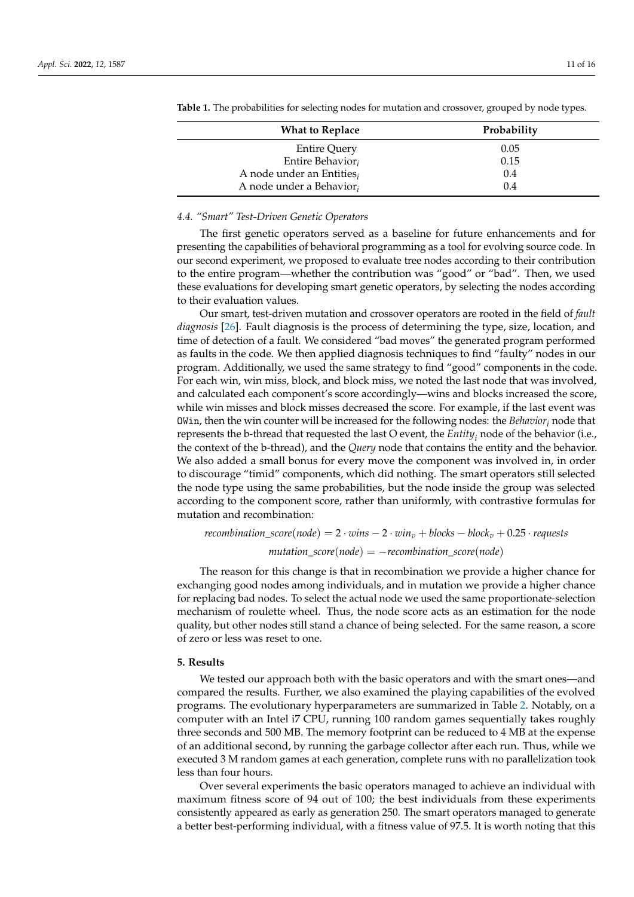**Table 1.** The probabilities for selecting nodes for mutation and crossover, grouped by node types.

| What to Replace | Probability |
|---:|:---:|
| Entire Query | 0.05 |
| Entire Behavior$_i$ | 0.15 |
| A node under an Entities$_i$ | 0.4 |
| A node under a Behavior$_i$ | 0.4 |

### 4.4. "Smart" Test-Driven Genetic Operators

The first genetic operators served as a baseline for future enhancements and for presenting the capabilities of behavioral programming as a tool for evolving source code. In our second experiment, we proposed to evaluate tree nodes according to their contribution to the entire program—whether the contribution was "good" or "bad". Then, we used these evaluations for developing smart genetic operators, by selecting the nodes according to their evaluation values.

Our smart, test-driven mutation and crossover operators are rooted in the field of *fault diagnosis* [26]. Fault diagnosis is the process of determining the type, size, location, and time of detection of a fault. We considered "bad moves" the generated program performed as faults in the code. We then applied diagnosis techniques to find "faulty" nodes in our program. Additionally, we used the same strategy to find "good" components in the code. For each win, win miss, block, and block miss, we noted the last node that was involved, and calculated each component's score accordingly—wins and blocks increased the score, while win misses and block misses decreased the score. For example, if the last event was `OWin`, then the win counter will be increased for the following nodes: the *Behavior$_i$* node that represents the b-thread that requested the last O event, the *Entity$_i$* node of the behavior (i.e., the context of the b-thread), and the *Query* node that contains the entity and the behavior. We also added a small bonus for every move the component was involved in, in order to discourage "timid" components, which did nothing. The smart operators still selected the node type using the same probabilities, but the node inside the group was selected according to the component score, rather than uniformly, with contrastive formulas for mutation and recombination:

$$recombination\_score(node) = 2 \cdot wins - 2 \cdot win_v + blocks - block_v + 0.25 \cdot requests$$

$$mutation\_score(node) = -recombination\_score(node)$$

The reason for this change is that in recombination we provide a higher chance for exchanging good nodes among individuals, and in mutation we provide a higher chance for replacing bad nodes. To select the actual node we used the same proportionate-selection mechanism of roulette wheel. Thus, the node score acts as an estimation for the node quality, but other nodes still stand a chance of being selected. For the same reason, a score of zero or less was reset to one.

## 5. Results

We tested our approach both with the basic operators and with the smart ones—and compared the results. Further, we also examined the playing capabilities of the evolved programs. The evolutionary hyperparameters are summarized in Table 2. Notably, on a computer with an Intel i7 CPU, running 100 random games sequentially takes roughly three seconds and 500 MB. The memory footprint can be reduced to 4 MB at the expense of an additional second, by running the garbage collector after each run. Thus, while we executed 3 M random games at each generation, complete runs with no parallelization took less than four hours.

Over several experiments the basic operators managed to achieve an individual with maximum fitness score of 94 out of 100; the best individuals from these experiments consistently appeared as early as generation 250. The smart operators managed to generate a better best-performing individual, with a fitness value of 97.5. It is worth noting that this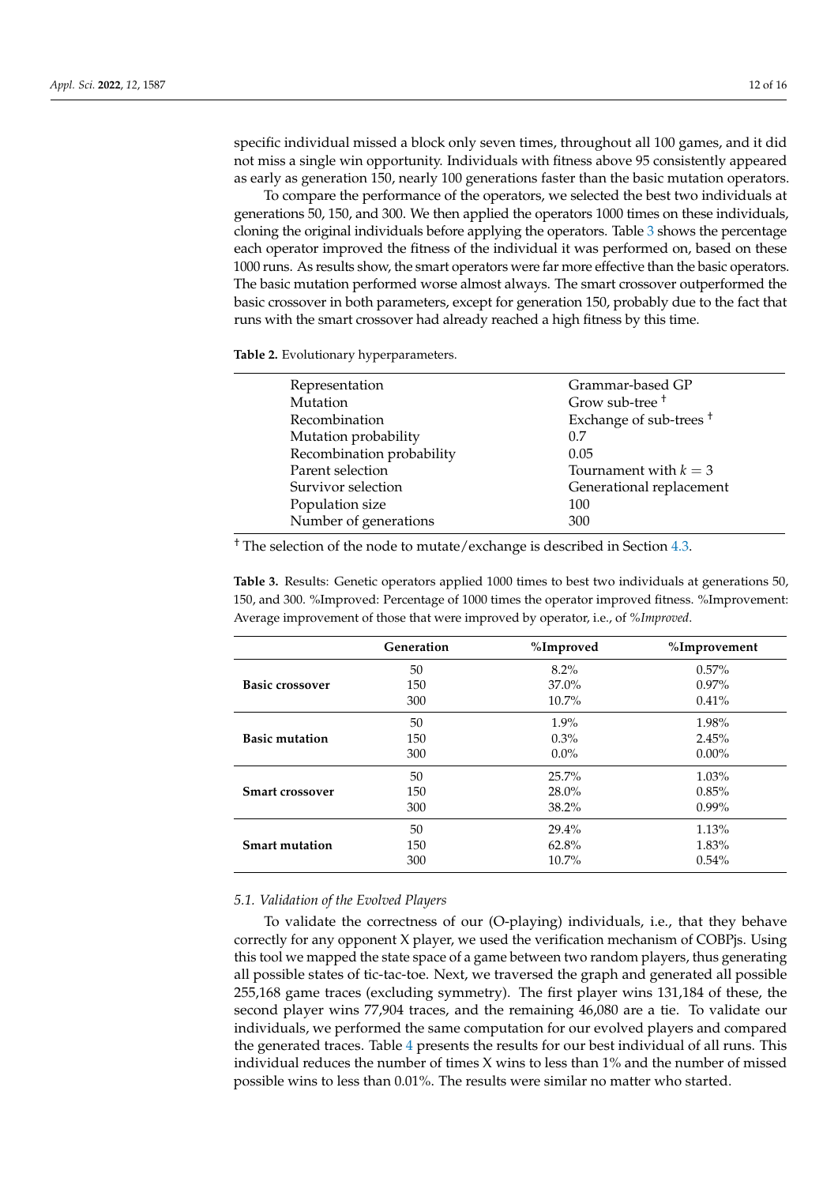specific individual missed a block only seven times, throughout all 100 games, and it did not miss a single win opportunity. Individuals with fitness above 95 consistently appeared as early as generation 150, nearly 100 generations faster than the basic mutation operators.

To compare the performance of the operators, we selected the best two individuals at generations 50, 150, and 300. We then applied the operators 1000 times on these individuals, cloning the original individuals before applying the operators. Table 3 shows the percentage each operator improved the fitness of the individual it was performed on, based on these 1000 runs. As results show, the smart operators were far more effective than the basic operators. The basic mutation performed worse almost always. The smart crossover outperformed the basic crossover in both parameters, except for generation 150, probably due to the fact that runs with the smart crossover had already reached a high fitness by this time.

**Table 2.** Evolutionary hyperparameters.

| | |
|---|---|
| Representation | Grammar-based GP |
| Mutation | Grow sub-tree [†] |
| Recombination | Exchange of sub-trees [†] |
| Mutation probability | 0.7 |
| Recombination probability | 0.05 |
| Parent selection | Tournament with $k = 3$ |
| Survivor selection | Generational replacement |
| Population size | 100 |
| Number of generations | 300 |

[†] The selection of the node to mutate/exchange is described in Section 4.3.

**Table 3.** Results: Genetic operators applied 1000 times to best two individuals at generations 50, 150, and 300. %Improved: Percentage of 1000 times the operator improved fitness. %Improvement: Average improvement of those that were improved by operator, i.e., of *%Improved*.

| | Generation | %Improved | %Improvement |
|---|---|---|---|
| **Basic crossover** | 50 | 8.2% | 0.57% |
| | 150 | 37.0% | 0.97% |
| | 300 | 10.7% | 0.41% |
| **Basic mutation** | 50 | 1.9% | 1.98% |
| | 150 | 0.3% | 2.45% |
| | 300 | 0.0% | 0.00% |
| **Smart crossover** | 50 | 25.7% | 1.03% |
| | 150 | 28.0% | 0.85% |
| | 300 | 38.2% | 0.99% |
| **Smart mutation** | 50 | 29.4% | 1.13% |
| | 150 | 62.8% | 1.83% |
| | 300 | 10.7% | 0.54% |

### 5.1. Validation of the Evolved Players

To validate the correctness of our (O-playing) individuals, i.e., that they behave correctly for any opponent X player, we used the verification mechanism of COBPjs. Using this tool we mapped the state space of a game between two random players, thus generating all possible states of tic-tac-toe. Next, we traversed the graph and generated all possible 255,168 game traces (excluding symmetry). The first player wins 131,184 of these, the second player wins 77,904 traces, and the remaining 46,080 are a tie. To validate our individuals, we performed the same computation for our evolved players and compared the generated traces. Table 4 presents the results for our best individual of all runs. This individual reduces the number of times X wins to less than 1% and the number of missed possible wins to less than 0.01%. The results were similar no matter who started.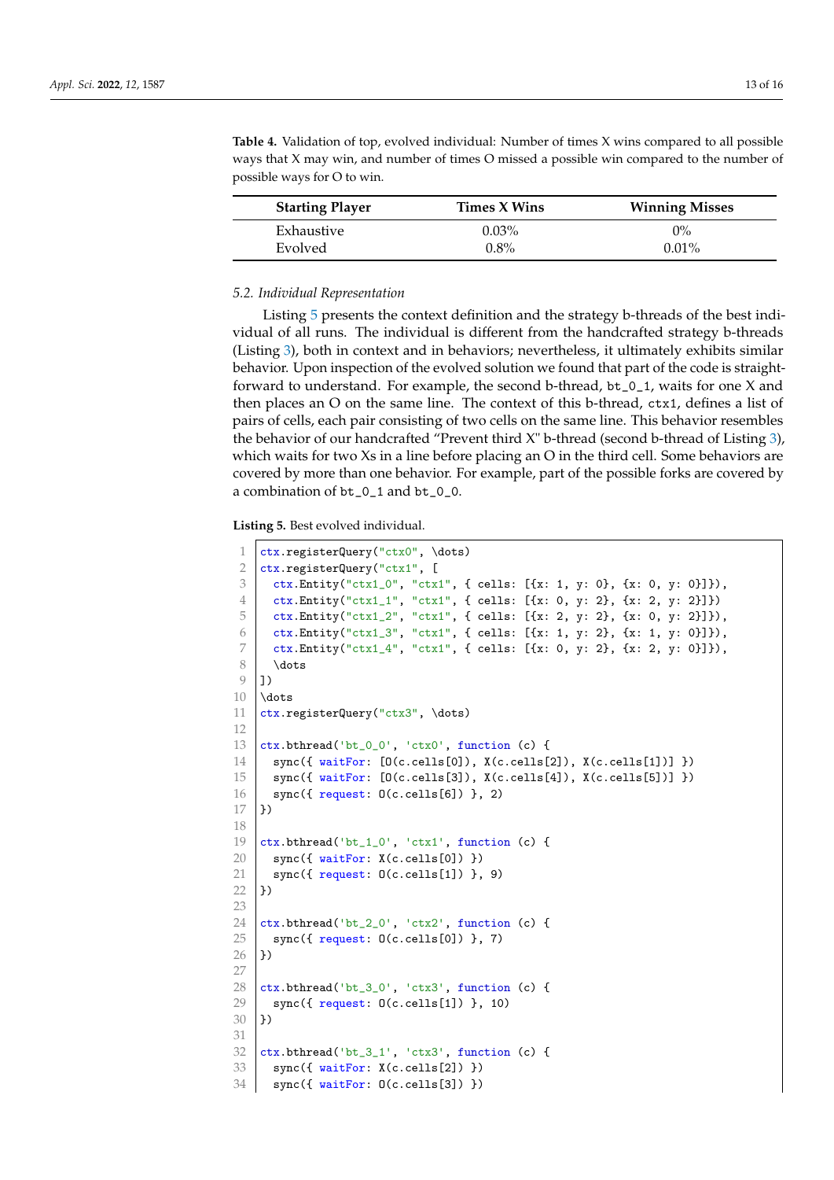**Table 4.** Validation of top, evolved individual: Number of times X wins compared to all possible ways that X may win, and number of times O missed a possible win compared to the number of possible ways for O to win.

| Starting Player | Times X Wins | Winning Misses |
|---|---|---|
| Exhaustive | 0.03% | 0% |
| Evolved | 0.8% | 0.01% |

### 5.2. Individual Representation

Listing 5 presents the context definition and the strategy b-threads of the best individual of all runs. The individual is different from the handcrafted strategy b-threads (Listing 3), both in context and in behaviors; nevertheless, it ultimately exhibits similar behavior. Upon inspection of the evolved solution we found that part of the code is straightforward to understand. For example, the second b-thread, `bt_0_1`, waits for one X and then places an O on the same line. The context of this b-thread, `ctx1`, defines a list of pairs of cells, each pair consisting of two cells on the same line. This behavior resembles the behavior of our handcrafted "Prevent third X" b-thread (second b-thread of Listing 3), which waits for two Xs in a line before placing an O in the third cell. Some behaviors are covered by more than one behavior. For example, part of the possible forks are covered by a combination of `bt_0_1` and `bt_0_0`.

**Listing 5.** Best evolved individual.

```
1  ctx.registerQuery("ctx0", \dots)
2  ctx.registerQuery("ctx1", [
3    ctx.Entity("ctx1_0", "ctx1", { cells: [{x: 1, y: 0}, {x: 0, y: 0}]}),
4    ctx.Entity("ctx1_1", "ctx1", { cells: [{x: 0, y: 2}, {x: 2, y: 2}]})
5    ctx.Entity("ctx1_2", "ctx1", { cells: [{x: 2, y: 2}, {x: 0, y: 2}]}),
6    ctx.Entity("ctx1_3", "ctx1", { cells: [{x: 1, y: 2}, {x: 1, y: 0}]}),
7    ctx.Entity("ctx1_4", "ctx1", { cells: [{x: 0, y: 2}, {x: 2, y: 0}]}),
8    \dots
9  ])
10 \dots
11 ctx.registerQuery("ctx3", \dots)
12
13 ctx.bthread('bt_0_0', 'ctx0', function (c) {
14   sync({ waitFor: [O(c.cells[0]), X(c.cells[2]), X(c.cells[1])] })
15   sync({ waitFor: [O(c.cells[3]), X(c.cells[4]), X(c.cells[5])] })
16   sync({ request: O(c.cells[6]) }, 2)
17 })
18
19 ctx.bthread('bt_1_0', 'ctx1', function (c) {
20   sync({ waitFor: X(c.cells[0]) })
21   sync({ request: O(c.cells[1]) }, 9)
22 })
23
24 ctx.bthread('bt_2_0', 'ctx2', function (c) {
25   sync({ request: O(c.cells[0]) }, 7)
26 })
27
28 ctx.bthread('bt_3_0', 'ctx3', function (c) {
29   sync({ request: O(c.cells[1]) }, 10)
30 })
31
32 ctx.bthread('bt_3_1', 'ctx3', function (c) {
33   sync({ waitFor: X(c.cells[2]) })
34   sync({ waitFor: O(c.cells[3]) })
```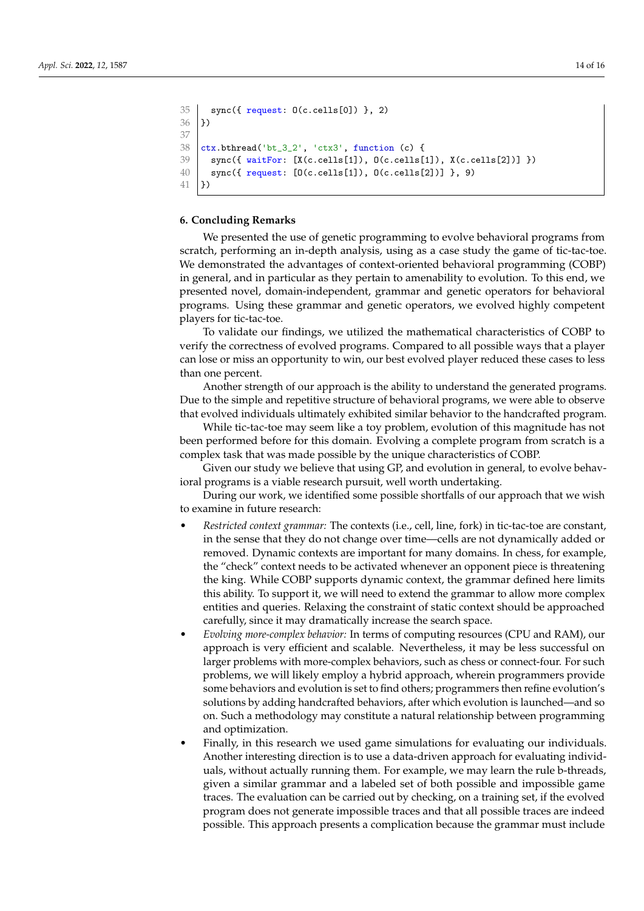```
35    sync({ request: O(c.cells[0]) }, 2)
36  })
37
38  ctx.bthread('bt_3_2', 'ctx3', function (c) {
39    sync({ waitFor: [X(c.cells[1]), O(c.cells[1]), X(c.cells[2])] })
40    sync({ request: [O(c.cells[1]), O(c.cells[2])] }, 9)
41  })
```

## 6. Concluding Remarks

We presented the use of genetic programming to evolve behavioral programs from scratch, performing an in-depth analysis, using as a case study the game of tic-tac-toe. We demonstrated the advantages of context-oriented behavioral programming (COBP) in general, and in particular as they pertain to amenability to evolution. To this end, we presented novel, domain-independent, grammar and genetic operators for behavioral programs. Using these grammar and genetic operators, we evolved highly competent players for tic-tac-toe.

To validate our findings, we utilized the mathematical characteristics of COBP to verify the correctness of evolved programs. Compared to all possible ways that a player can lose or miss an opportunity to win, our best evolved player reduced these cases to less than one percent.

Another strength of our approach is the ability to understand the generated programs. Due to the simple and repetitive structure of behavioral programs, we were able to observe that evolved individuals ultimately exhibited similar behavior to the handcrafted program.

While tic-tac-toe may seem like a toy problem, evolution of this magnitude has not been performed before for this domain. Evolving a complete program from scratch is a complex task that was made possible by the unique characteristics of COBP.

Given our study we believe that using GP, and evolution in general, to evolve behavioral programs is a viable research pursuit, well worth undertaking.

During our work, we identified some possible shortfalls of our approach that we wish to examine in future research:

- *Restricted context grammar:* The contexts (i.e., cell, line, fork) in tic-tac-toe are constant, in the sense that they do not change over time—cells are not dynamically added or removed. Dynamic contexts are important for many domains. In chess, for example, the "check" context needs to be activated whenever an opponent piece is threatening the king. While COBP supports dynamic context, the grammar defined here limits this ability. To support it, we will need to extend the grammar to allow more complex entities and queries. Relaxing the constraint of static context should be approached carefully, since it may dramatically increase the search space.
- *Evolving more-complex behavior:* In terms of computing resources (CPU and RAM), our approach is very efficient and scalable. Nevertheless, it may be less successful on larger problems with more-complex behaviors, such as chess or connect-four. For such problems, we will likely employ a hybrid approach, wherein programmers provide some behaviors and evolution is set to find others; programmers then refine evolution's solutions by adding handcrafted behaviors, after which evolution is launched—and so on. Such a methodology may constitute a natural relationship between programming and optimization.
- Finally, in this research we used game simulations for evaluating our individuals. Another interesting direction is to use a data-driven approach for evaluating individuals, without actually running them. For example, we may learn the rule b-threads, given a similar grammar and a labeled set of both possible and impossible game traces. The evaluation can be carried out by checking, on a training set, if the evolved program does not generate impossible traces and that all possible traces are indeed possible. This approach presents a complication because the grammar must include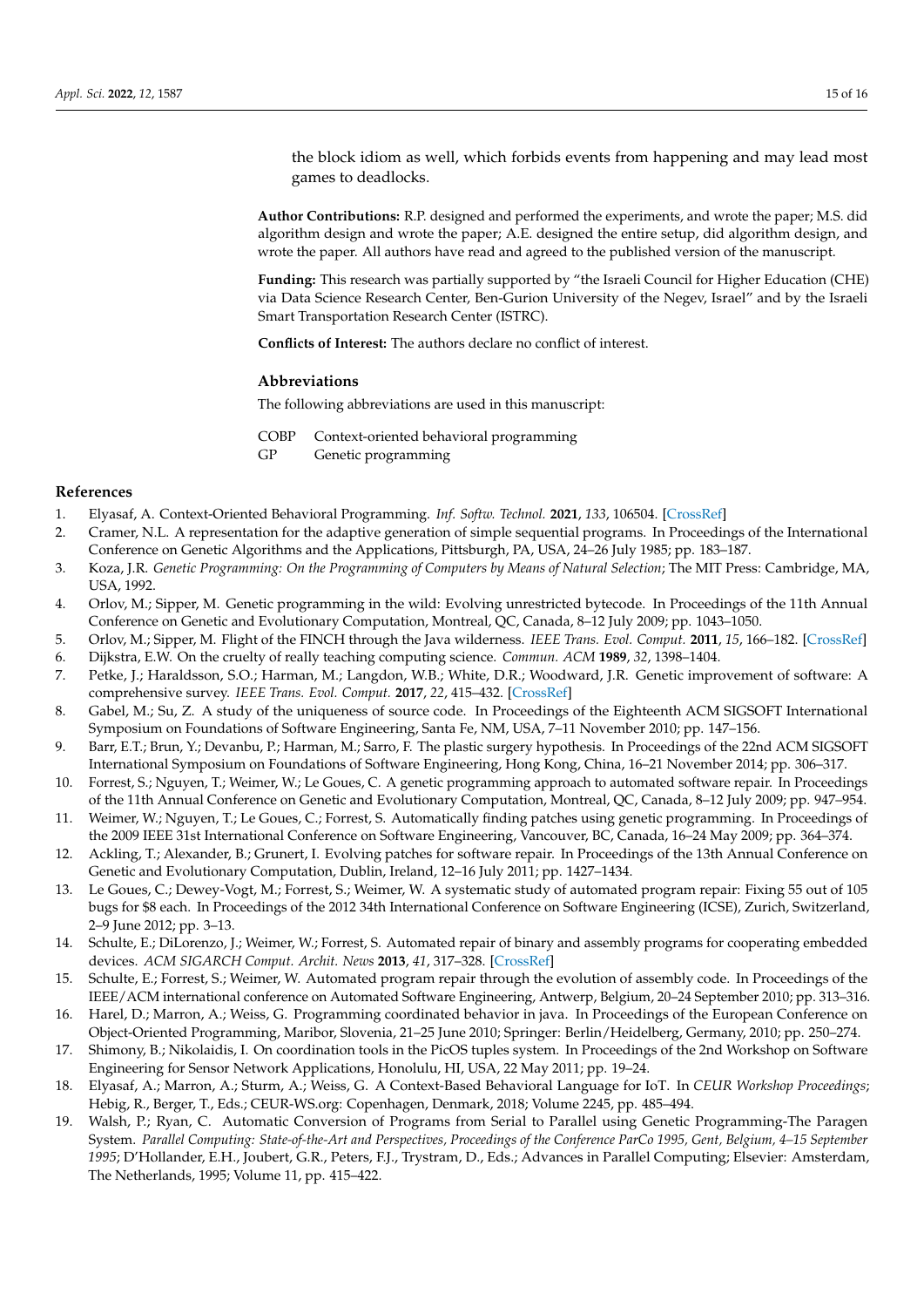the block idiom as well, which forbids events from happening and may lead most games to deadlocks.

**Author Contributions:** R.P. designed and performed the experiments, and wrote the paper; M.S. did algorithm design and wrote the paper; A.E. designed the entire setup, did algorithm design, and wrote the paper. All authors have read and agreed to the published version of the manuscript.

**Funding:** This research was partially supported by "the Israeli Council for Higher Education (CHE) via Data Science Research Center, Ben-Gurion University of the Negev, Israel" and by the Israeli Smart Transportation Research Center (ISTRC).

**Conflicts of Interest:** The authors declare no conflict of interest.

## Abbreviations

The following abbreviations are used in this manuscript:

COBP  Context-oriented behavioral programming
GP  Genetic programming

## References

1. Elyasaf, A. Context-Oriented Behavioral Programming. *Inf. Softw. Technol.* **2021**, *133*, 106504. [CrossRef]
2. Cramer, N.L. A representation for the adaptive generation of simple sequential programs. In Proceedings of the International Conference on Genetic Algorithms and the Applications, Pittsburgh, PA, USA, 24–26 July 1985; pp. 183–187.
3. Koza, J.R. *Genetic Programming: On the Programming of Computers by Means of Natural Selection*; The MIT Press: Cambridge, MA, USA, 1992.
4. Orlov, M.; Sipper, M. Genetic programming in the wild: Evolving unrestricted bytecode. In Proceedings of the 11th Annual Conference on Genetic and Evolutionary Computation, Montreal, QC, Canada, 8–12 July 2009; pp. 1043–1050.
5. Orlov, M.; Sipper, M. Flight of the FINCH through the Java wilderness. *IEEE Trans. Evol. Comput.* **2011**, *15*, 166–182. [CrossRef]
6. Dijkstra, E.W. On the cruelty of really teaching computing science. *Commun. ACM* **1989**, *32*, 1398–1404.
7. Petke, J.; Haraldsson, S.O.; Harman, M.; Langdon, W.B.; White, D.R.; Woodward, J.R. Genetic improvement of software: A comprehensive survey. *IEEE Trans. Evol. Comput.* **2017**, *22*, 415–432. [CrossRef]
8. Gabel, M.; Su, Z. A study of the uniqueness of source code. In Proceedings of the Eighteenth ACM SIGSOFT International Symposium on Foundations of Software Engineering, Santa Fe, NM, USA, 7–11 November 2010; pp. 147–156.
9. Barr, E.T.; Brun, Y.; Devanbu, P.; Harman, M.; Sarro, F. The plastic surgery hypothesis. In Proceedings of the 22nd ACM SIGSOFT International Symposium on Foundations of Software Engineering, Hong Kong, China, 16–21 November 2014; pp. 306–317.
10. Forrest, S.; Nguyen, T.; Weimer, W.; Le Goues, C. A genetic programming approach to automated software repair. In Proceedings of the 11th Annual Conference on Genetic and Evolutionary Computation, Montreal, QC, Canada, 8–12 July 2009; pp. 947–954.
11. Weimer, W.; Nguyen, T.; Le Goues, C.; Forrest, S. Automatically finding patches using genetic programming. In Proceedings of the 2009 IEEE 31st International Conference on Software Engineering, Vancouver, BC, Canada, 16–24 May 2009; pp. 364–374.
12. Ackling, T.; Alexander, B.; Grunert, I. Evolving patches for software repair. In Proceedings of the 13th Annual Conference on Genetic and Evolutionary Computation, Dublin, Ireland, 12–16 July 2011; pp. 1427–1434.
13. Le Goues, C.; Dewey-Vogt, M.; Forrest, S.; Weimer, W. A systematic study of automated program repair: Fixing 55 out of 105 bugs for $8 each. In Proceedings of the 2012 34th International Conference on Software Engineering (ICSE), Zurich, Switzerland, 2–9 June 2012; pp. 3–13.
14. Schulte, E.; DiLorenzo, J.; Weimer, W.; Forrest, S. Automated repair of binary and assembly programs for cooperating embedded devices. *ACM SIGARCH Comput. Archit. News* **2013**, *41*, 317–328. [CrossRef]
15. Schulte, E.; Forrest, S.; Weimer, W. Automated program repair through the evolution of assembly code. In Proceedings of the IEEE/ACM international conference on Automated Software Engineering, Antwerp, Belgium, 20–24 September 2010; pp. 313–316.
16. Harel, D.; Marron, A.; Weiss, G. Programming coordinated behavior in java. In Proceedings of the European Conference on Object-Oriented Programming, Maribor, Slovenia, 21–25 June 2010; Springer: Berlin/Heidelberg, Germany, 2010; pp. 250–274.
17. Shimony, B.; Nikolaidis, I. On coordination tools in the PicOS tuples system. In Proceedings of the 2nd Workshop on Software Engineering for Sensor Network Applications, Honolulu, HI, USA, 22 May 2011; pp. 19–24.
18. Elyasaf, A.; Marron, A.; Sturm, A.; Weiss, G. A Context-Based Behavioral Language for IoT. In *CEUR Workshop Proceedings*; Hebig, R., Berger, T., Eds.; CEUR-WS.org: Copenhagen, Denmark, 2018; Volume 2245, pp. 485–494.
19. Walsh, P.; Ryan, C. Automatic Conversion of Programs from Serial to Parallel using Genetic Programming-The Paragen System. *Parallel Computing: State-of-the-Art and Perspectives, Proceedings of the Conference ParCo 1995, Gent, Belgium, 4–15 September 1995*; D'Hollander, E.H., Joubert, G.R., Peters, F.J., Trystram, D., Eds.; Advances in Parallel Computing; Elsevier: Amsterdam, The Netherlands, 1995; Volume 11, pp. 415–422.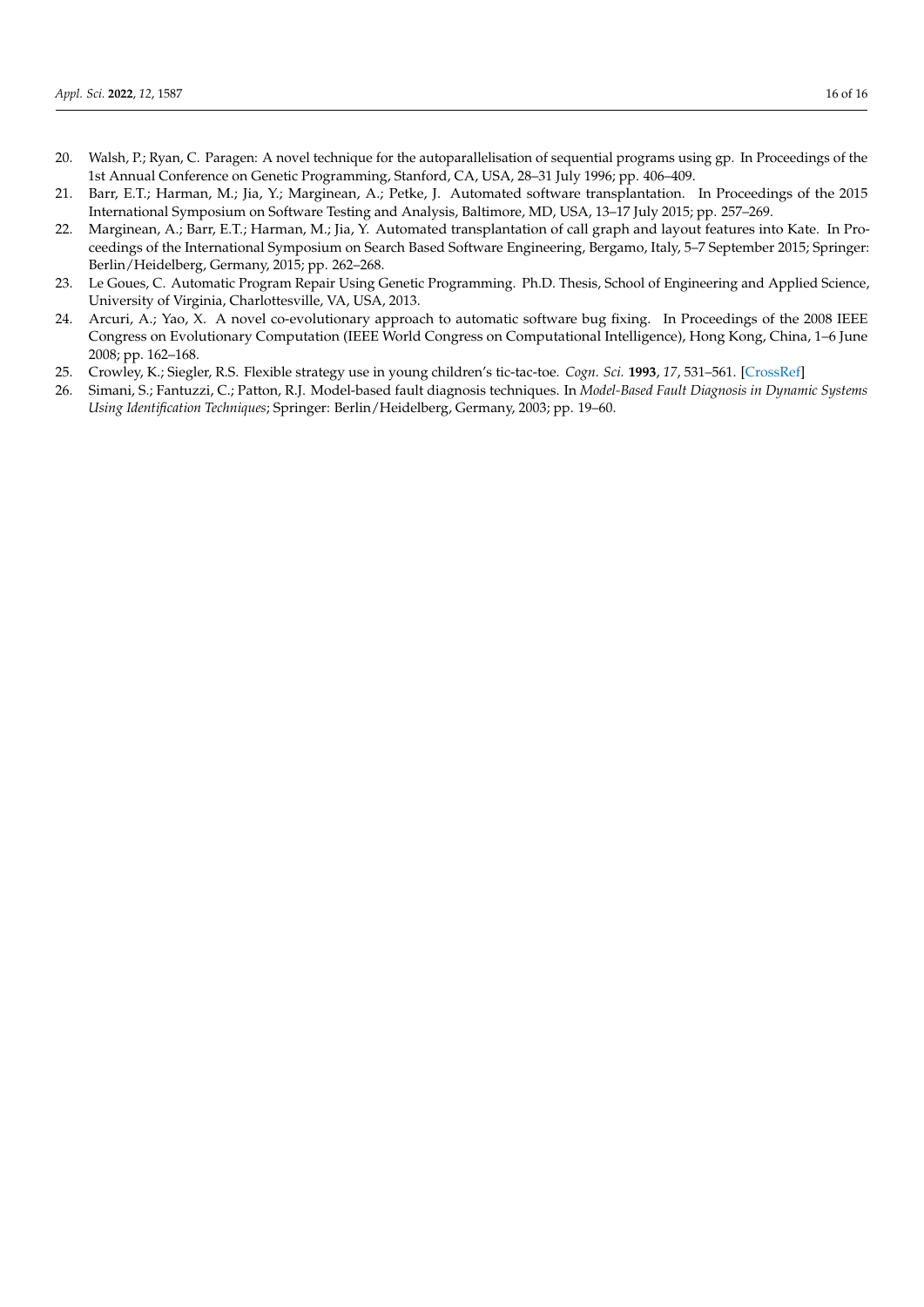20. Walsh, P.; Ryan, C. Paragen: A novel technique for the autoparallelisation of sequential programs using gp. In Proceedings of the 1st Annual Conference on Genetic Programming, Stanford, CA, USA, 28–31 July 1996; pp. 406–409.
21. Barr, E.T.; Harman, M.; Jia, Y.; Marginean, A.; Petke, J. Automated software transplantation. In Proceedings of the 2015 International Symposium on Software Testing and Analysis, Baltimore, MD, USA, 13–17 July 2015; pp. 257–269.
22. Marginean, A.; Barr, E.T.; Harman, M.; Jia, Y. Automated transplantation of call graph and layout features into Kate. In Proceedings of the International Symposium on Search Based Software Engineering, Bergamo, Italy, 5–7 September 2015; Springer: Berlin/Heidelberg, Germany, 2015; pp. 262–268.
23. Le Goues, C. Automatic Program Repair Using Genetic Programming. Ph.D. Thesis, School of Engineering and Applied Science, University of Virginia, Charlottesville, VA, USA, 2013.
24. Arcuri, A.; Yao, X. A novel co-evolutionary approach to automatic software bug fixing. In Proceedings of the 2008 IEEE Congress on Evolutionary Computation (IEEE World Congress on Computational Intelligence), Hong Kong, China, 1–6 June 2008; pp. 162–168.
25. Crowley, K.; Siegler, R.S. Flexible strategy use in young children's tic-tac-toe. *Cogn. Sci.* **1993**, *17*, 531–561. [CrossRef]
26. Simani, S.; Fantuzzi, C.; Patton, R.J. Model-based fault diagnosis techniques. In *Model-Based Fault Diagnosis in Dynamic Systems Using Identification Techniques*; Springer: Berlin/Heidelberg, Germany, 2003; pp. 19–60.